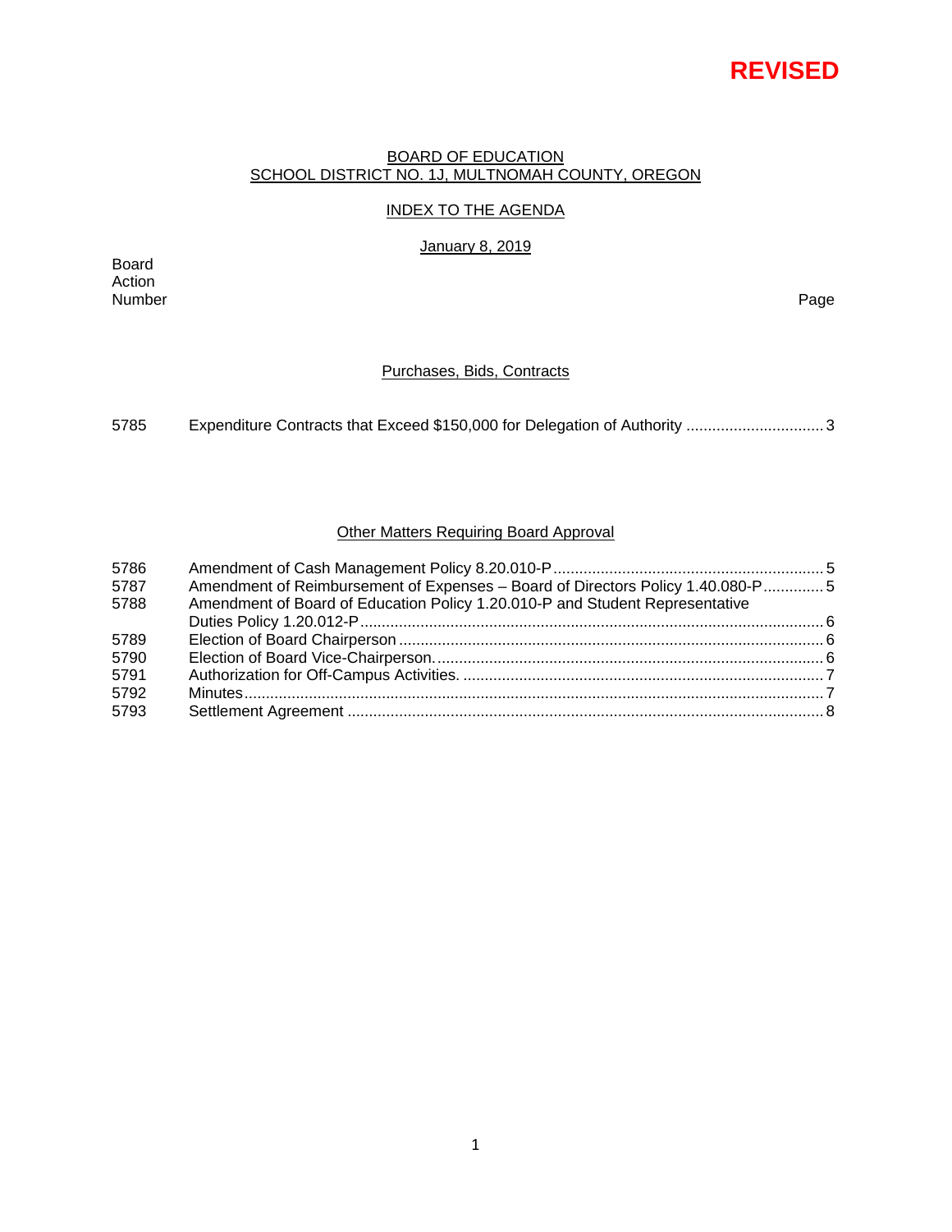**REVISED**

BOARD OF EDUCATION
SCHOOL DISTRICT NO. 1J, MULTNOMAH COUNTY, OREGON

INDEX TO THE AGENDA

January 8, 2019

| Board Action Number | | Page |
|---|---|---|
| | **Purchases, Bids, Contracts** | |
| 5785 | Expenditure Contracts that Exceed $150,000 for Delegation of Authority | 3 |
| | **Other Matters Requiring Board Approval** | |
| 5786 | Amendment of Cash Management Policy 8.20.010-P | 5 |
| 5787 | Amendment of Reimbursement of Expenses – Board of Directors Policy 1.40.080-P | 5 |
| 5788 | Amendment of Board of Education Policy 1.20.010-P and Student Representative Duties Policy 1.20.012-P | 6 |
| 5789 | Election of Board Chairperson | 6 |
| 5790 | Election of Board Vice-Chairperson. | 6 |
| 5791 | Authorization for Off-Campus Activities. | 7 |
| 5792 | Minutes | 7 |
| 5793 | Settlement Agreement | 8 |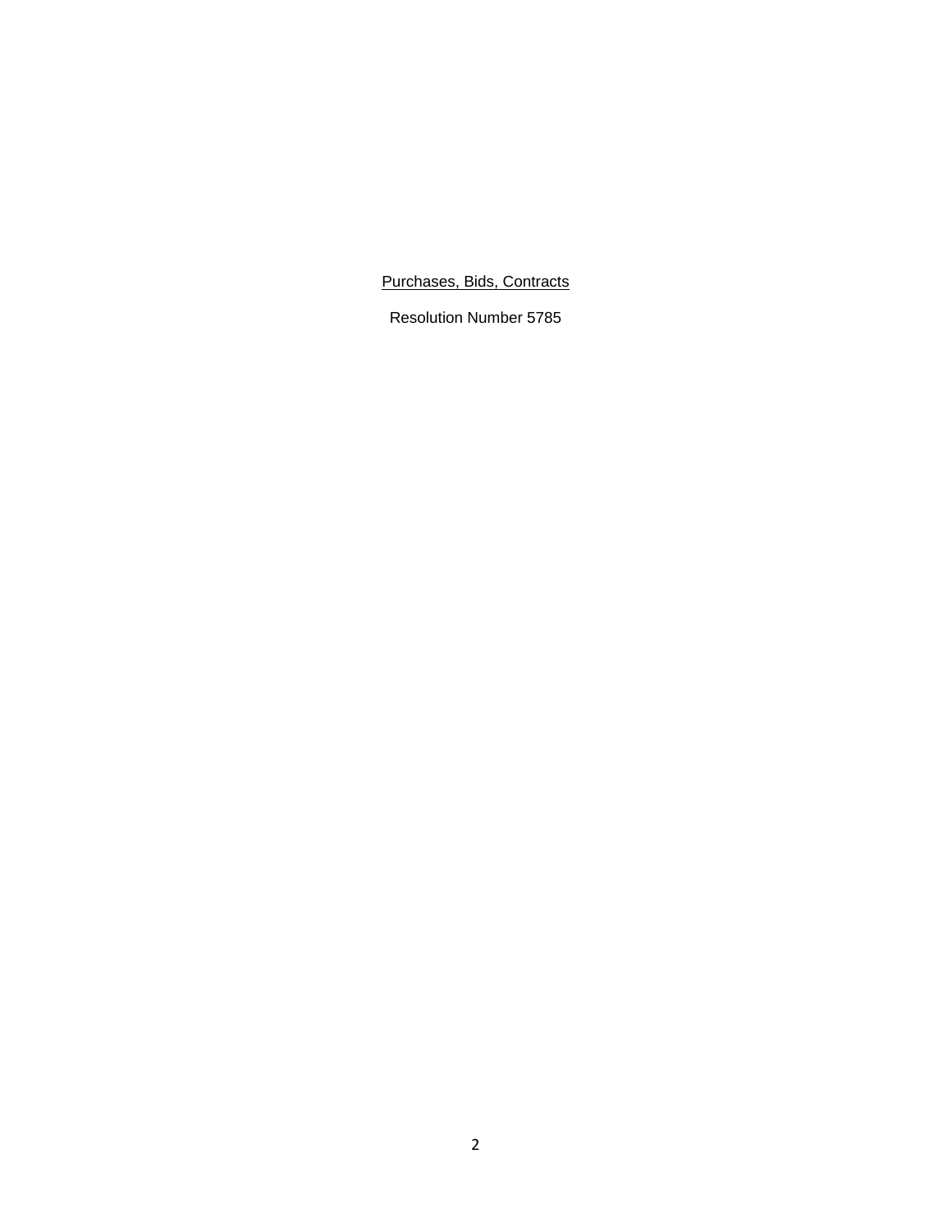<u>Purchases, Bids, Contracts</u>

Resolution Number 5785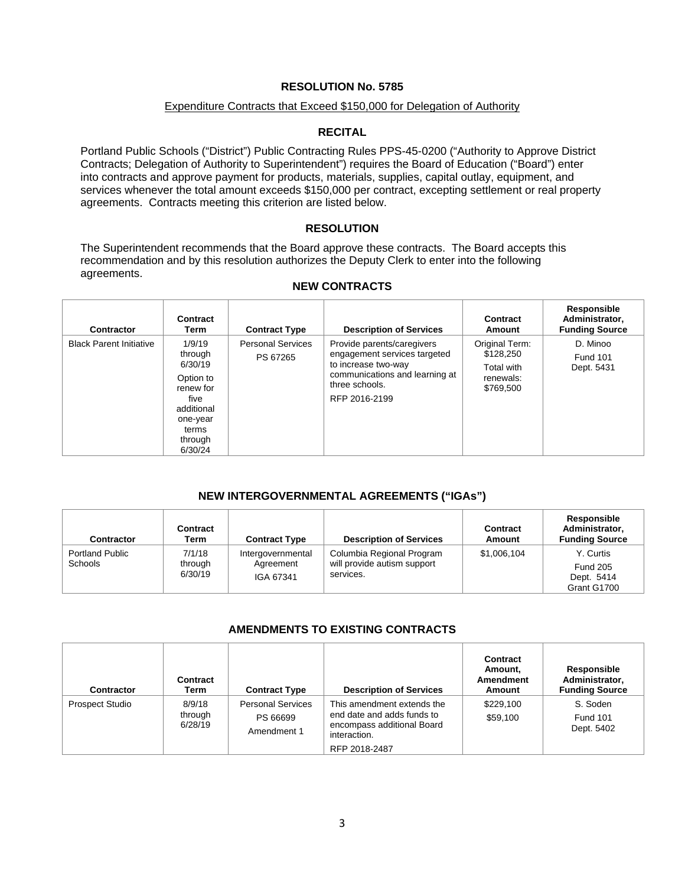# RESOLUTION No. 5785

Expenditure Contracts that Exceed $150,000 for Delegation of Authority

## RECITAL

Portland Public Schools ("District") Public Contracting Rules PPS-45-0200 ("Authority to Approve District Contracts; Delegation of Authority to Superintendent") requires the Board of Education ("Board") enter into contracts and approve payment for products, materials, supplies, capital outlay, equipment, and services whenever the total amount exceeds $150,000 per contract, excepting settlement or real property agreements. Contracts meeting this criterion are listed below.

## RESOLUTION

The Superintendent recommends that the Board approve these contracts. The Board accepts this recommendation and by this resolution authorizes the Deputy Clerk to enter into the following agreements.

### NEW CONTRACTS

| Contractor | Contract Term | Contract Type | Description of Services | Contract Amount | Responsible Administrator, Funding Source |
|---|---|---|---|---|---|
| Black Parent Initiative | 1/9/19 through 6/30/19<br>Option to renew for five additional one-year terms through 6/30/24 | Personal Services<br>PS 67265 | Provide parents/caregivers engagement services targeted to increase two-way communications and learning at three schools.<br>RFP 2016-2199 | Original Term: $128,250<br>Total with renewals: $769,500 | D. Minoo<br>Fund 101<br>Dept. 5431 |

### NEW INTERGOVERNMENTAL AGREEMENTS ("IGAs")

| Contractor | Contract Term | Contract Type | Description of Services | Contract Amount | Responsible Administrator, Funding Source |
|---|---|---|---|---|---|
| Portland Public Schools | 7/1/18 through 6/30/19 | Intergovernmental Agreement<br>IGA 67341 | Columbia Regional Program will provide autism support services. | $1,006,104 | Y. Curtis<br>Fund 205<br>Dept. 5414<br>Grant G1700 |

### AMENDMENTS TO EXISTING CONTRACTS

| Contractor | Contract Term | Contract Type | Description of Services | Contract Amount, Amendment Amount | Responsible Administrator, Funding Source |
|---|---|---|---|---|---|
| Prospect Studio | 8/9/18 through 6/28/19 | Personal Services<br>PS 66699<br>Amendment 1 | This amendment extends the end date and adds funds to encompass additional Board interaction.<br>RFP 2018-2487 | $229,100<br>$59,100 | S. Soden<br>Fund 101<br>Dept. 5402 |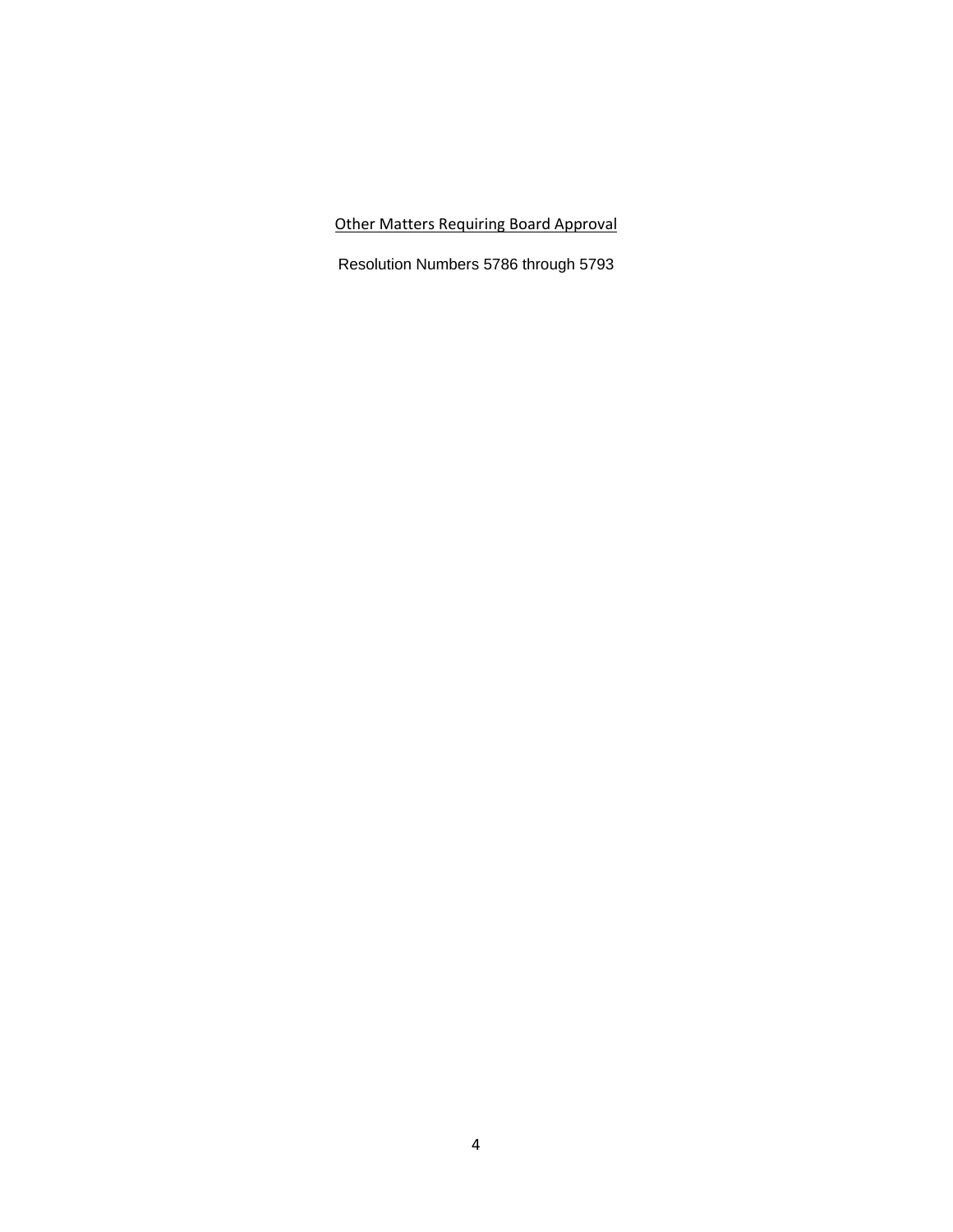<u>Other Matters Requiring Board Approval</u>

Resolution Numbers 5786 through 5793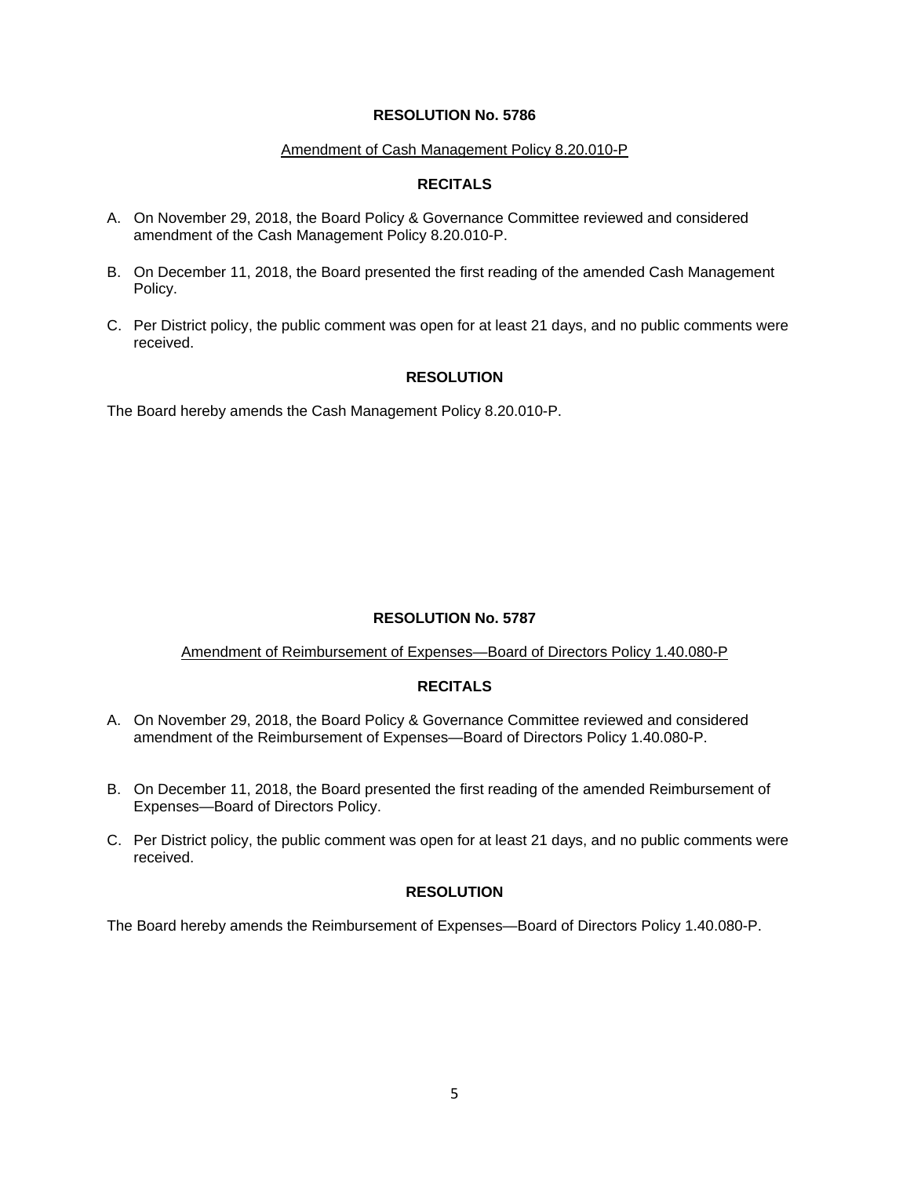## RESOLUTION No. 5786

Amendment of Cash Management Policy 8.20.010-P

### RECITALS

A. On November 29, 2018, the Board Policy & Governance Committee reviewed and considered amendment of the Cash Management Policy 8.20.010-P.

B. On December 11, 2018, the Board presented the first reading of the amended Cash Management Policy.

C. Per District policy, the public comment was open for at least 21 days, and no public comments were received.

### RESOLUTION

The Board hereby amends the Cash Management Policy 8.20.010-P.

## RESOLUTION No. 5787

Amendment of Reimbursement of Expenses—Board of Directors Policy 1.40.080-P

### RECITALS

A. On November 29, 2018, the Board Policy & Governance Committee reviewed and considered amendment of the Reimbursement of Expenses—Board of Directors Policy 1.40.080-P.

B. On December 11, 2018, the Board presented the first reading of the amended Reimbursement of Expenses—Board of Directors Policy.

C. Per District policy, the public comment was open for at least 21 days, and no public comments were received.

### RESOLUTION

The Board hereby amends the Reimbursement of Expenses—Board of Directors Policy 1.40.080-P.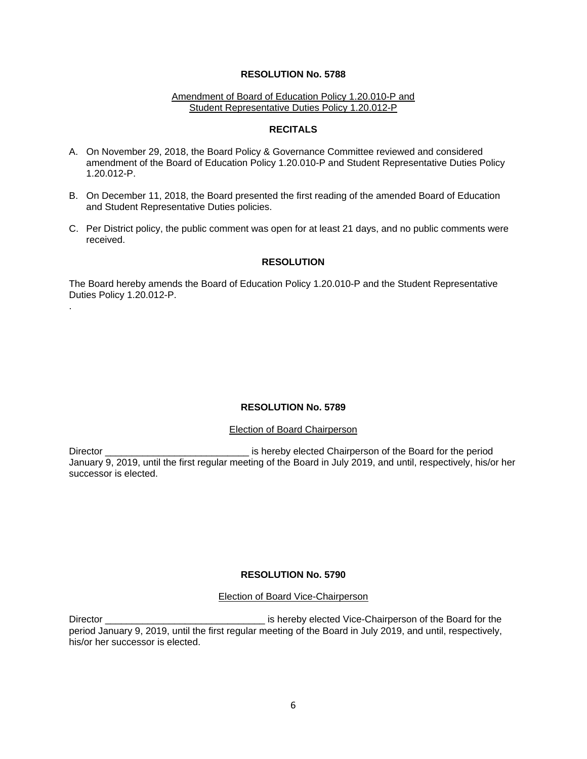**RESOLUTION No. 5788**

Amendment of Board of Education Policy 1.20.010-P and Student Representative Duties Policy 1.20.012-P

**RECITALS**

A. On November 29, 2018, the Board Policy & Governance Committee reviewed and considered amendment of the Board of Education Policy 1.20.010-P and Student Representative Duties Policy 1.20.012-P.

B. On December 11, 2018, the Board presented the first reading of the amended Board of Education and Student Representative Duties policies.

C. Per District policy, the public comment was open for at least 21 days, and no public comments were received.

**RESOLUTION**

The Board hereby amends the Board of Education Policy 1.20.010-P and the Student Representative Duties Policy 1.20.012-P.

.

**RESOLUTION No. 5789**

Election of Board Chairperson

Director ___________________________ is hereby elected Chairperson of the Board for the period January 9, 2019, until the first regular meeting of the Board in July 2019, and until, respectively, his/or her successor is elected.

**RESOLUTION No. 5790**

Election of Board Vice-Chairperson

Director ______________________________ is hereby elected Vice-Chairperson of the Board for the period January 9, 2019, until the first regular meeting of the Board in July 2019, and until, respectively, his/or her successor is elected.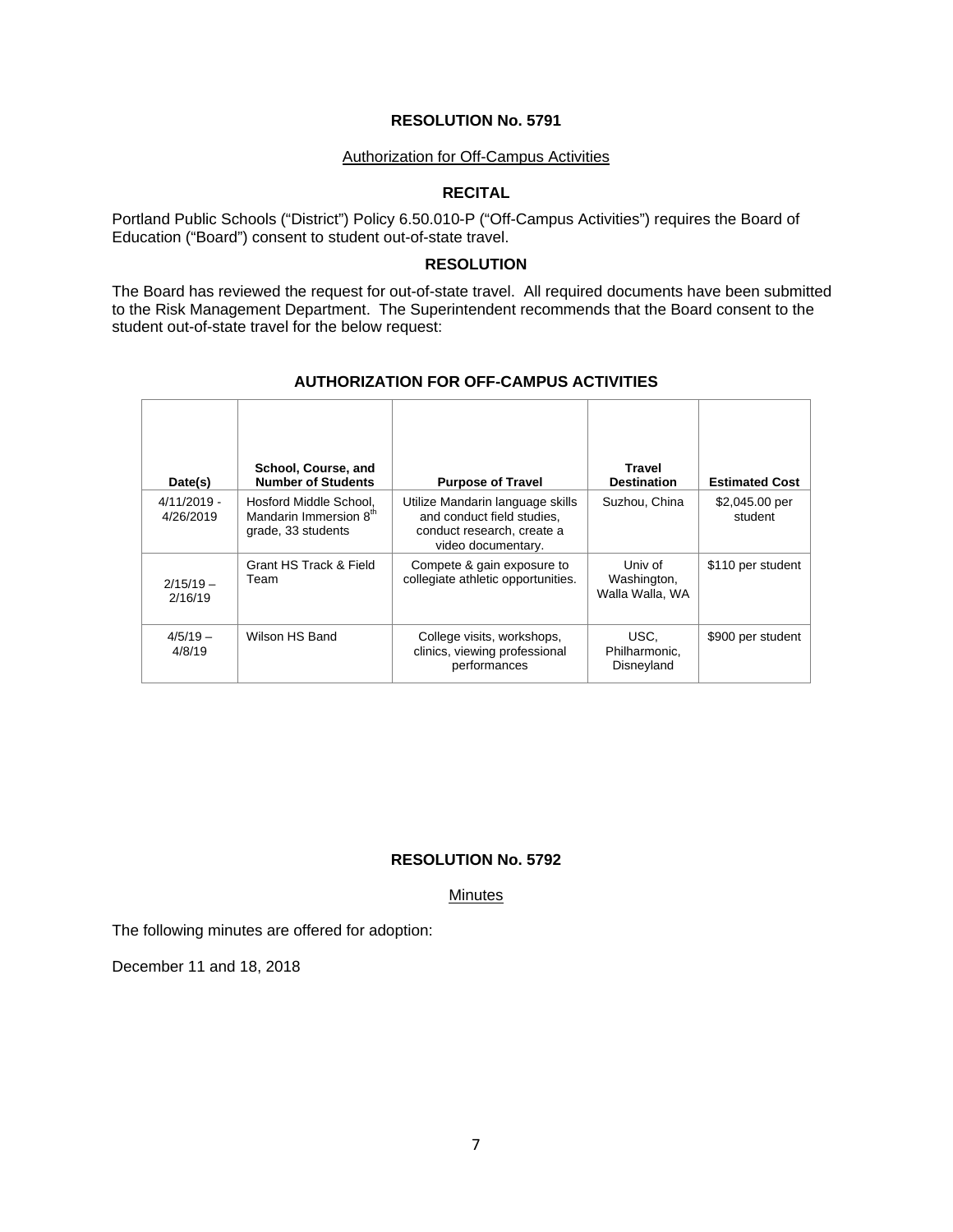**RESOLUTION No. 5791**

Authorization for Off-Campus Activities

**RECITAL**

Portland Public Schools ("District") Policy 6.50.010-P ("Off-Campus Activities") requires the Board of Education ("Board") consent to student out-of-state travel.

**RESOLUTION**

The Board has reviewed the request for out-of-state travel. All required documents have been submitted to the Risk Management Department. The Superintendent recommends that the Board consent to the student out-of-state travel for the below request:

**AUTHORIZATION FOR OFF-CAMPUS ACTIVITIES**

| Date(s) | School, Course, and Number of Students | Purpose of Travel | Travel Destination | Estimated Cost |
|---|---|---|---|---|
| 4/11/2019 - 4/26/2019 | Hosford Middle School, Mandarin Immersion 8th grade, 33 students | Utilize Mandarin language skills and conduct field studies, conduct research, create a video documentary. | Suzhou, China | $2,045.00 per student |
| 2/15/19 – 2/16/19 | Grant HS Track & Field Team | Compete & gain exposure to collegiate athletic opportunities. | Univ of Washington, Walla Walla, WA | $110 per student |
| 4/5/19 – 4/8/19 | Wilson HS Band | College visits, workshops, clinics, viewing professional performances | USC, Philharmonic, Disneyland | $900 per student |

**RESOLUTION No. 5792**

Minutes

The following minutes are offered for adoption:

December 11 and 18, 2018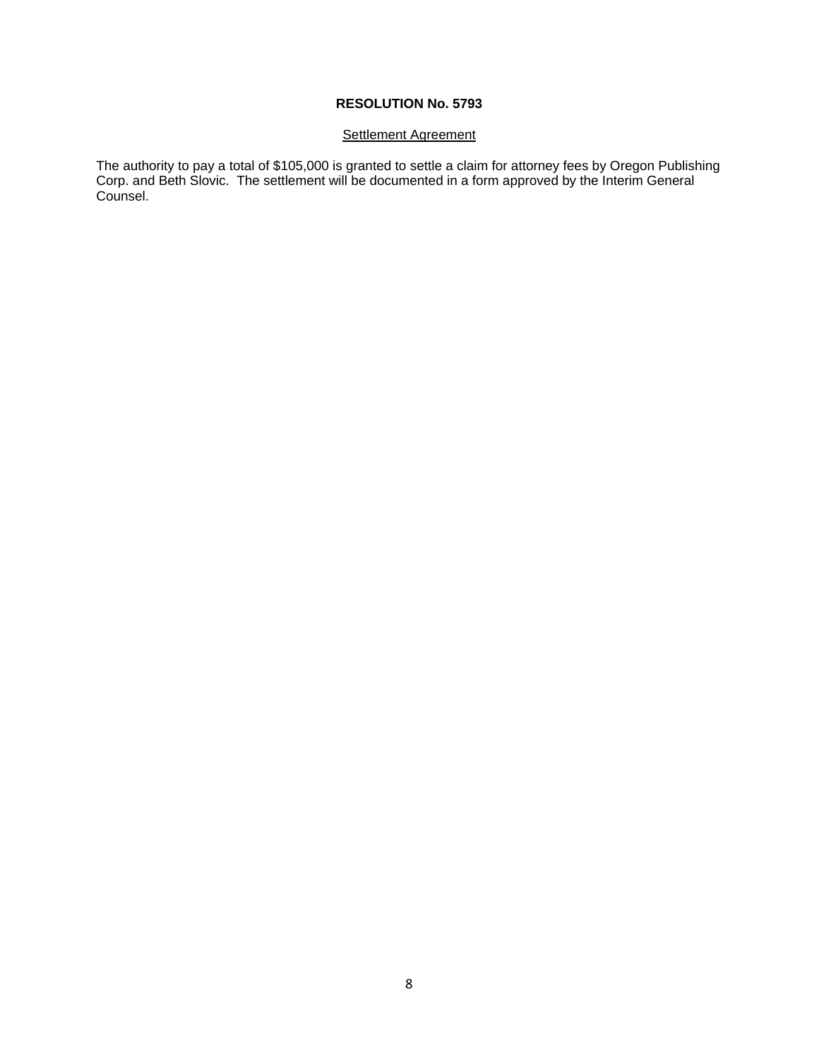# RESOLUTION No. 5793

Settlement Agreement

The authority to pay a total of $105,000 is granted to settle a claim for attorney fees by Oregon Publishing Corp. and Beth Slovic. The settlement will be documented in a form approved by the Interim General Counsel.